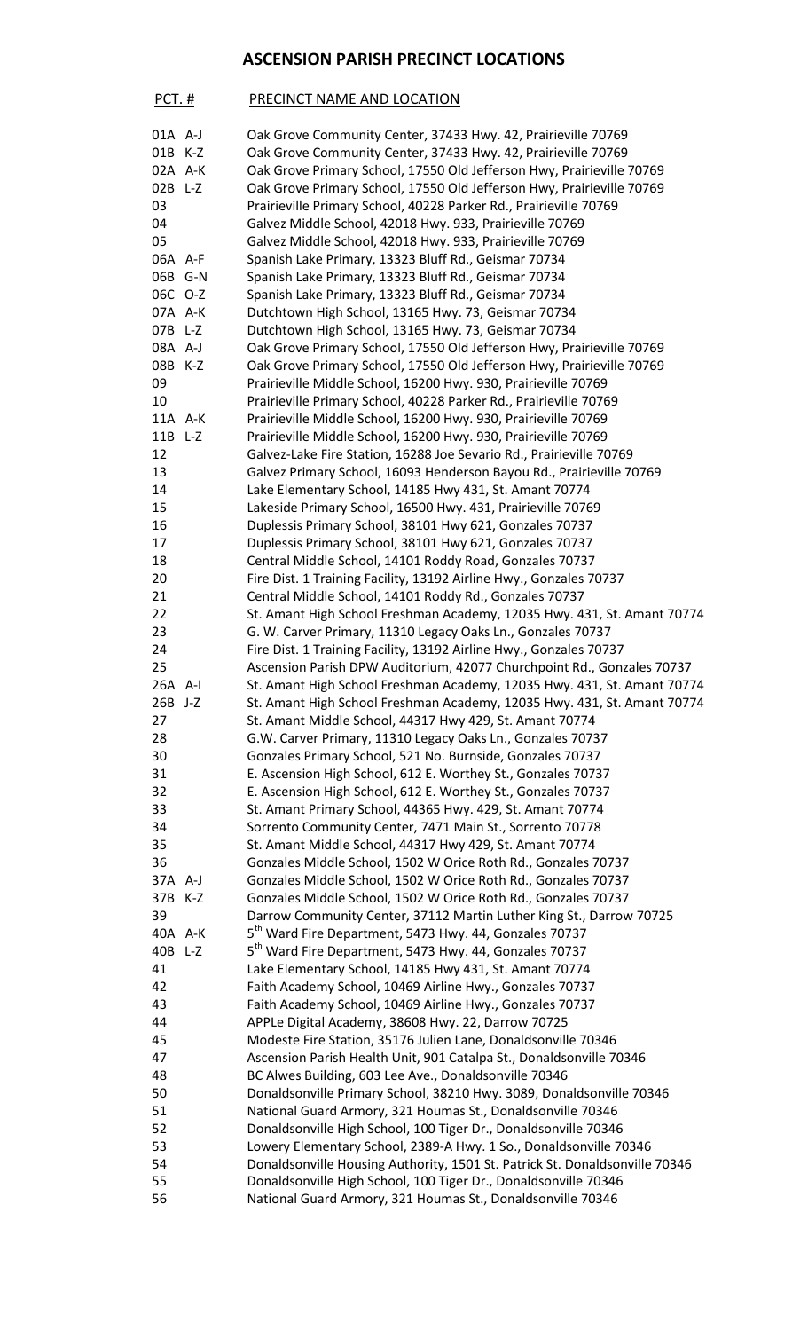# ASCENSION PARISH PRECINCT LOCATIONS

| PCT. # | PRECINCT NAME AND LOCATION |
|---|---|
| 01A A-J | Oak Grove Community Center, 37433 Hwy. 42, Prairieville 70769 |
| 01B K-Z | Oak Grove Community Center, 37433 Hwy. 42, Prairieville 70769 |
| 02A A-K | Oak Grove Primary School, 17550 Old Jefferson Hwy, Prairieville 70769 |
| 02B L-Z | Oak Grove Primary School, 17550 Old Jefferson Hwy, Prairieville 70769 |
| 03 | Prairieville Primary School, 40228 Parker Rd., Prairieville 70769 |
| 04 | Galvez Middle School, 42018 Hwy. 933, Prairieville 70769 |
| 05 | Galvez Middle School, 42018 Hwy. 933, Prairieville 70769 |
| 06A A-F | Spanish Lake Primary, 13323 Bluff Rd., Geismar 70734 |
| 06B G-N | Spanish Lake Primary, 13323 Bluff Rd., Geismar 70734 |
| 06C O-Z | Spanish Lake Primary, 13323 Bluff Rd., Geismar 70734 |
| 07A A-K | Dutchtown High School, 13165 Hwy. 73, Geismar 70734 |
| 07B L-Z | Dutchtown High School, 13165 Hwy. 73, Geismar 70734 |
| 08A A-J | Oak Grove Primary School, 17550 Old Jefferson Hwy, Prairieville 70769 |
| 08B K-Z | Oak Grove Primary School, 17550 Old Jefferson Hwy, Prairieville 70769 |
| 09 | Prairieville Middle School, 16200 Hwy. 930, Prairieville 70769 |
| 10 | Prairieville Primary School, 40228 Parker Rd., Prairieville 70769 |
| 11A A-K | Prairieville Middle School, 16200 Hwy. 930, Prairieville 70769 |
| 11B L-Z | Prairieville Middle School, 16200 Hwy. 930, Prairieville 70769 |
| 12 | Galvez-Lake Fire Station, 16288 Joe Sevario Rd., Prairieville 70769 |
| 13 | Galvez Primary School, 16093 Henderson Bayou Rd., Prairieville 70769 |
| 14 | Lake Elementary School, 14185 Hwy 431, St. Amant 70774 |
| 15 | Lakeside Primary School, 16500 Hwy. 431, Prairieville 70769 |
| 16 | Duplessis Primary School, 38101 Hwy 621, Gonzales 70737 |
| 17 | Duplessis Primary School, 38101 Hwy 621, Gonzales 70737 |
| 18 | Central Middle School, 14101 Roddy Road, Gonzales 70737 |
| 20 | Fire Dist. 1 Training Facility, 13192 Airline Hwy., Gonzales 70737 |
| 21 | Central Middle School, 14101 Roddy Rd., Gonzales 70737 |
| 22 | St. Amant High School Freshman Academy, 12035 Hwy. 431, St. Amant 70774 |
| 23 | G. W. Carver Primary, 11310 Legacy Oaks Ln., Gonzales 70737 |
| 24 | Fire Dist. 1 Training Facility, 13192 Airline Hwy., Gonzales 70737 |
| 25 | Ascension Parish DPW Auditorium, 42077 Churchpoint Rd., Gonzales 70737 |
| 26A A-I | St. Amant High School Freshman Academy, 12035 Hwy. 431, St. Amant 70774 |
| 26B J-Z | St. Amant High School Freshman Academy, 12035 Hwy. 431, St. Amant 70774 |
| 27 | St. Amant Middle School, 44317 Hwy 429, St. Amant 70774 |
| 28 | G.W. Carver Primary, 11310 Legacy Oaks Ln., Gonzales 70737 |
| 30 | Gonzales Primary School, 521 No. Burnside, Gonzales 70737 |
| 31 | E. Ascension High School, 612 E. Worthey St., Gonzales 70737 |
| 32 | E. Ascension High School, 612 E. Worthey St., Gonzales 70737 |
| 33 | St. Amant Primary School, 44365 Hwy. 429, St. Amant 70774 |
| 34 | Sorrento Community Center, 7471 Main St., Sorrento 70778 |
| 35 | St. Amant Middle School, 44317 Hwy 429, St. Amant 70774 |
| 36 | Gonzales Middle School, 1502 W Orice Roth Rd., Gonzales 70737 |
| 37A A-J | Gonzales Middle School, 1502 W Orice Roth Rd., Gonzales 70737 |
| 37B K-Z | Gonzales Middle School, 1502 W Orice Roth Rd., Gonzales 70737 |
| 39 | Darrow Community Center, 37112 Martin Luther King St., Darrow 70725 |
| 40A A-K | 5th Ward Fire Department, 5473 Hwy. 44, Gonzales 70737 |
| 40B L-Z | 5th Ward Fire Department, 5473 Hwy. 44, Gonzales 70737 |
| 41 | Lake Elementary School, 14185 Hwy 431, St. Amant 70774 |
| 42 | Faith Academy School, 10469 Airline Hwy., Gonzales 70737 |
| 43 | Faith Academy School, 10469 Airline Hwy., Gonzales 70737 |
| 44 | APPLe Digital Academy, 38608 Hwy. 22, Darrow 70725 |
| 45 | Modeste Fire Station, 35176 Julien Lane, Donaldsonville 70346 |
| 47 | Ascension Parish Health Unit, 901 Catalpa St., Donaldsonville 70346 |
| 48 | BC Alwes Building, 603 Lee Ave., Donaldsonville 70346 |
| 50 | Donaldsonville Primary School, 38210 Hwy. 3089, Donaldsonville 70346 |
| 51 | National Guard Armory, 321 Houmas St., Donaldsonville 70346 |
| 52 | Donaldsonville High School, 100 Tiger Dr., Donaldsonville 70346 |
| 53 | Lowery Elementary School, 2389-A Hwy. 1 So., Donaldsonville 70346 |
| 54 | Donaldsonville Housing Authority, 1501 St. Patrick St. Donaldsonville 70346 |
| 55 | Donaldsonville High School, 100 Tiger Dr., Donaldsonville 70346 |
| 56 | National Guard Armory, 321 Houmas St., Donaldsonville 70346 |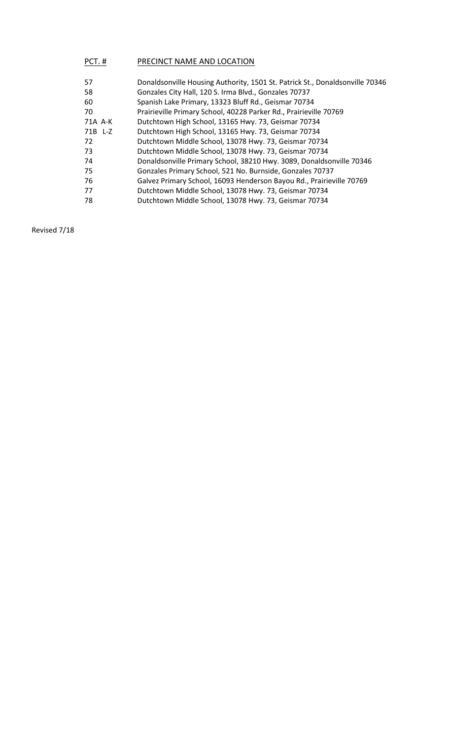| PCT. # | PRECINCT NAME AND LOCATION |
|---|---|
| 57 | Donaldsonville Housing Authority, 1501 St. Patrick St., Donaldsonville 70346 |
| 58 | Gonzales City Hall, 120 S. Irma Blvd., Gonzales 70737 |
| 60 | Spanish Lake Primary, 13323 Bluff Rd., Geismar 70734 |
| 70 | Prairieville Primary School, 40228 Parker Rd., Prairieville 70769 |
| 71A A-K | Dutchtown High School, 13165 Hwy. 73, Geismar 70734 |
| 71B L-Z | Dutchtown High School, 13165 Hwy. 73, Geismar 70734 |
| 72 | Dutchtown Middle School, 13078 Hwy. 73, Geismar 70734 |
| 73 | Dutchtown Middle School, 13078 Hwy. 73, Geismar 70734 |
| 74 | Donaldsonville Primary School, 38210 Hwy. 3089, Donaldsonville 70346 |
| 75 | Gonzales Primary School, 521 No. Burnside, Gonzales 70737 |
| 76 | Galvez Primary School, 16093 Henderson Bayou Rd., Prairieville 70769 |
| 77 | Dutchtown Middle School, 13078 Hwy. 73, Geismar 70734 |
| 78 | Dutchtown Middle School, 13078 Hwy. 73, Geismar 70734 |

Revised 7/18